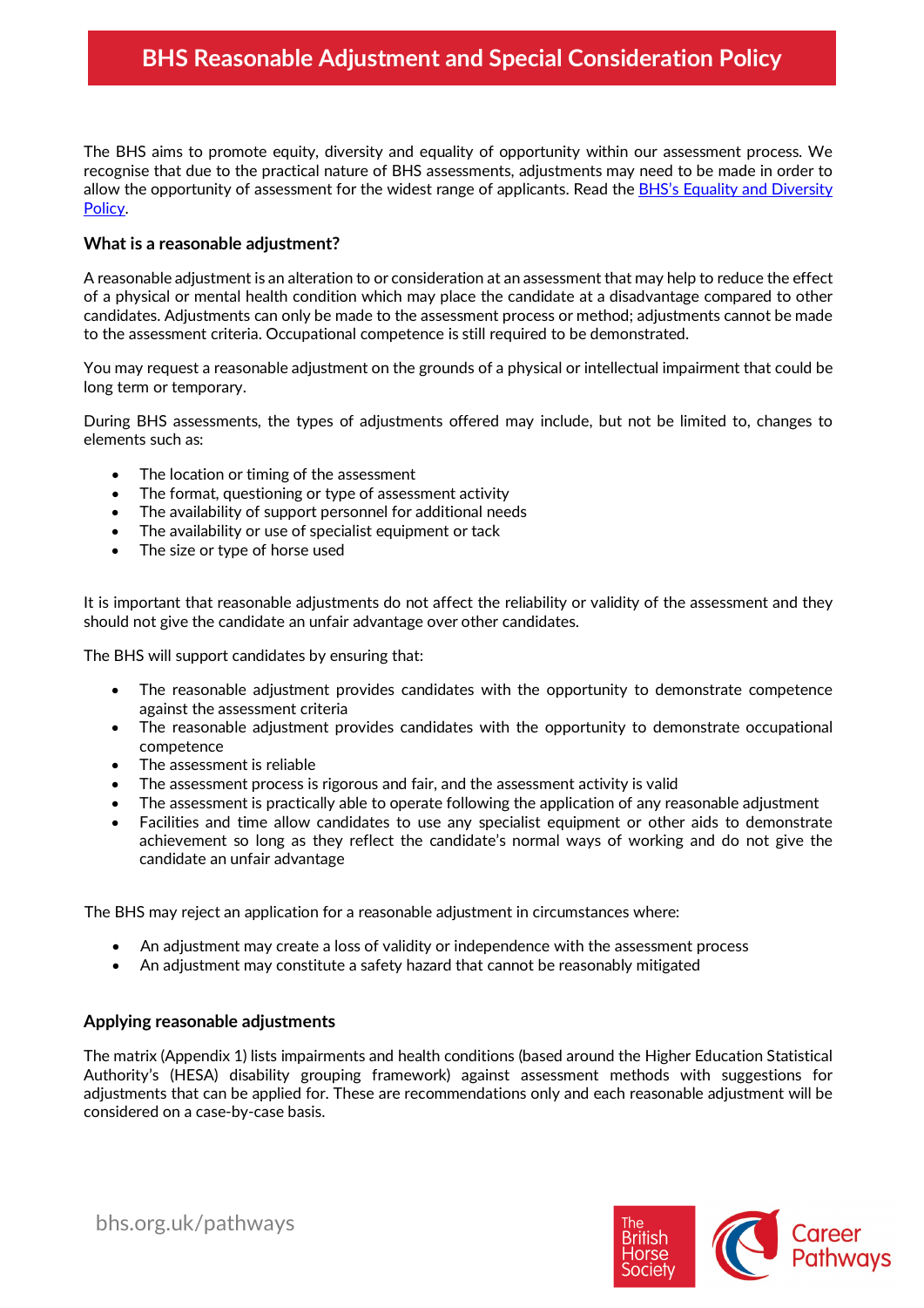# BHS Reasonable Adjustment and Special Consideration Policy

The BHS aims to promote equity, diversity and equality of opportunity within our assessment process. We recognise that due to the practical nature of BHS assessments, adjustments may need to be made in order to allow the opportunity of assessment for the widest range of applicants. Read the [BHS's Equality and Diversity Policy](#).

### What is a reasonable adjustment?

A reasonable adjustment is an alteration to or consideration at an assessment that may help to reduce the effect of a physical or mental health condition which may place the candidate at a disadvantage compared to other candidates. Adjustments can only be made to the assessment process or method; adjustments cannot be made to the assessment criteria. Occupational competence is still required to be demonstrated.

You may request a reasonable adjustment on the grounds of a physical or intellectual impairment that could be long term or temporary.

During BHS assessments, the types of adjustments offered may include, but not be limited to, changes to elements such as:

- The location or timing of the assessment
- The format, questioning or type of assessment activity
- The availability of support personnel for additional needs
- The availability or use of specialist equipment or tack
- The size or type of horse used

It is important that reasonable adjustments do not affect the reliability or validity of the assessment and they should not give the candidate an unfair advantage over other candidates.

The BHS will support candidates by ensuring that:

- The reasonable adjustment provides candidates with the opportunity to demonstrate competence against the assessment criteria
- The reasonable adjustment provides candidates with the opportunity to demonstrate occupational competence
- The assessment is reliable
- The assessment process is rigorous and fair, and the assessment activity is valid
- The assessment is practically able to operate following the application of any reasonable adjustment
- Facilities and time allow candidates to use any specialist equipment or other aids to demonstrate achievement so long as they reflect the candidate's normal ways of working and do not give the candidate an unfair advantage

The BHS may reject an application for a reasonable adjustment in circumstances where:

- An adjustment may create a loss of validity or independence with the assessment process
- An adjustment may constitute a safety hazard that cannot be reasonably mitigated

### Applying reasonable adjustments

The matrix (Appendix 1) lists impairments and health conditions (based around the Higher Education Statistical Authority's (HESA) disability grouping framework) against assessment methods with suggestions for adjustments that can be applied for. These are recommendations only and each reasonable adjustment will be considered on a case-by-case basis.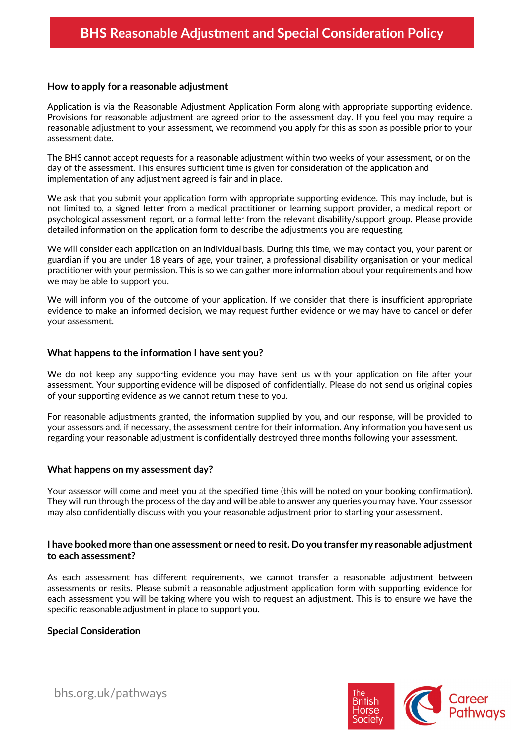### How to apply for a reasonable adjustment

Application is via the Reasonable Adjustment Application Form along with appropriate supporting evidence. Provisions for reasonable adjustment are agreed prior to the assessment day. If you feel you may require a reasonable adjustment to your assessment, we recommend you apply for this as soon as possible prior to your assessment date.

The BHS cannot accept requests for a reasonable adjustment within two weeks of your assessment, or on the day of the assessment. This ensures sufficient time is given for consideration of the application and implementation of any adjustment agreed is fair and in place.

We ask that you submit your application form with appropriate supporting evidence. This may include, but is not limited to, a signed letter from a medical practitioner or learning support provider, a medical report or psychological assessment report, or a formal letter from the relevant disability/support group. Please provide detailed information on the application form to describe the adjustments you are requesting.

We will consider each application on an individual basis. During this time, we may contact you, your parent or guardian if you are under 18 years of age, your trainer, a professional disability organisation or your medical practitioner with your permission. This is so we can gather more information about your requirements and how we may be able to support you.

We will inform you of the outcome of your application. If we consider that there is insufficient appropriate evidence to make an informed decision, we may request further evidence or we may have to cancel or defer your assessment.

### What happens to the information I have sent you?

We do not keep any supporting evidence you may have sent us with your application on file after your assessment. Your supporting evidence will be disposed of confidentially. Please do not send us original copies of your supporting evidence as we cannot return these to you.

For reasonable adjustments granted, the information supplied by you, and our response, will be provided to your assessors and, if necessary, the assessment centre for their information. Any information you have sent us regarding your reasonable adjustment is confidentially destroyed three months following your assessment.

### What happens on my assessment day?

Your assessor will come and meet you at the specified time (this will be noted on your booking confirmation). They will run through the process of the day and will be able to answer any queries you may have. Your assessor may also confidentially discuss with you your reasonable adjustment prior to starting your assessment.

### I have booked more than one assessment or need to resit. Do you transfer my reasonable adjustment to each assessment?

As each assessment has different requirements, we cannot transfer a reasonable adjustment between assessments or resits. Please submit a reasonable adjustment application form with supporting evidence for each assessment you will be taking where you wish to request an adjustment. This is to ensure we have the specific reasonable adjustment in place to support you.

### Special Consideration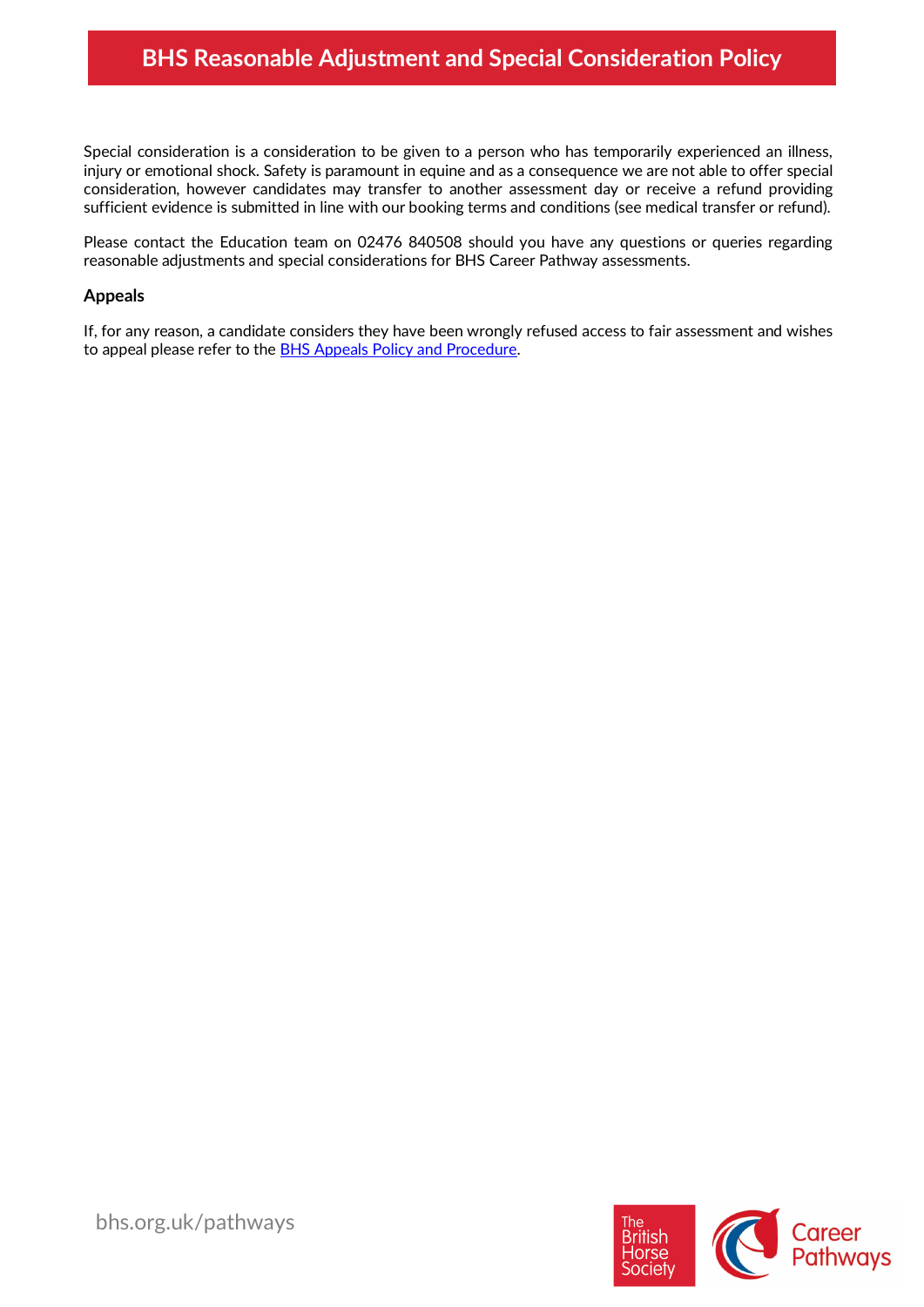Special consideration is a consideration to be given to a person who has temporarily experienced an illness, injury or emotional shock. Safety is paramount in equine and as a consequence we are not able to offer special consideration, however candidates may transfer to another assessment day or receive a refund providing sufficient evidence is submitted in line with our booking terms and conditions (see medical transfer or refund).

Please contact the Education team on 02476 840508 should you have any questions or queries regarding reasonable adjustments and special considerations for BHS Career Pathway assessments.

### Appeals

If, for any reason, a candidate considers they have been wrongly refused access to fair assessment and wishes to appeal please refer to the BHS Appeals Policy and Procedure.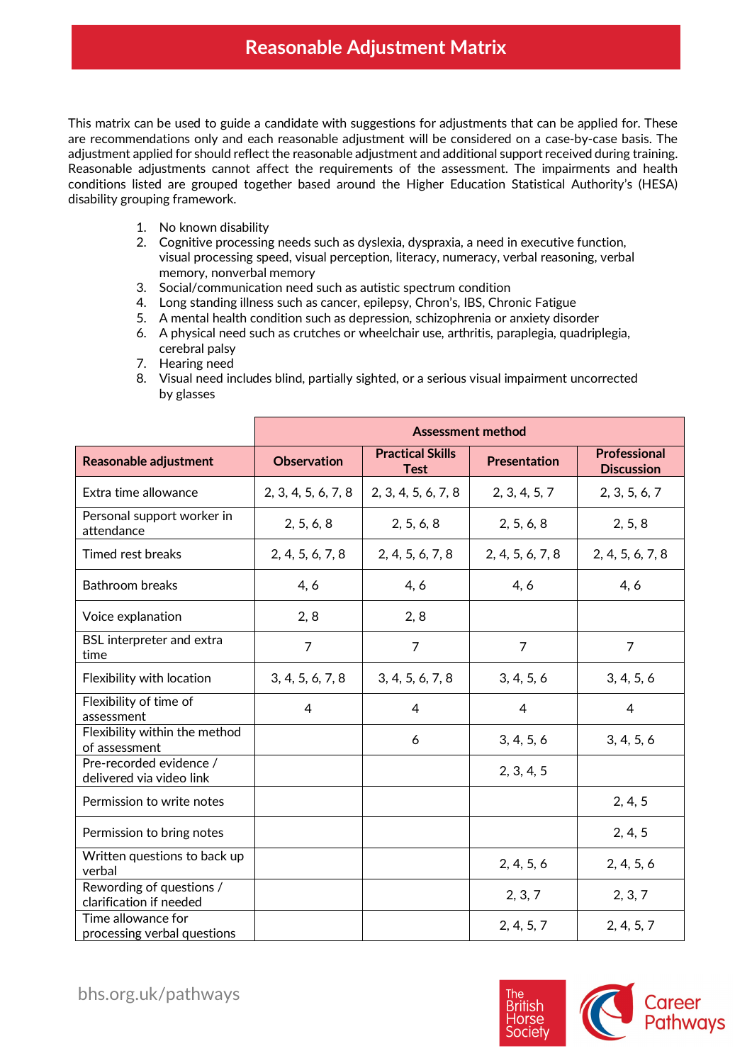# Reasonable Adjustment Matrix

This matrix can be used to guide a candidate with suggestions for adjustments that can be applied for. These are recommendations only and each reasonable adjustment will be considered on a case-by-case basis. The adjustment applied for should reflect the reasonable adjustment and additional support received during training. Reasonable adjustments cannot affect the requirements of the assessment. The impairments and health conditions listed are grouped together based around the Higher Education Statistical Authority's (HESA) disability grouping framework.

1. No known disability
2. Cognitive processing needs such as dyslexia, dyspraxia, a need in executive function, visual processing speed, visual perception, literacy, numeracy, verbal reasoning, verbal memory, nonverbal memory
3. Social/communication need such as autistic spectrum condition
4. Long standing illness such as cancer, epilepsy, Chron's, IBS, Chronic Fatigue
5. A mental health condition such as depression, schizophrenia or anxiety disorder
6. A physical need such as crutches or wheelchair use, arthritis, paraplegia, quadriplegia, cerebral palsy
7. Hearing need
8. Visual need includes blind, partially sighted, or a serious visual impairment uncorrected by glasses

| | Assessment method | | | |
|---|---|---|---|---|
| **Reasonable adjustment** | **Observation** | **Practical Skills Test** | **Presentation** | **Professional Discussion** |
| Extra time allowance | 2, 3, 4, 5, 6, 7, 8 | 2, 3, 4, 5, 6, 7, 8 | 2, 3, 4, 5, 7 | 2, 3, 5, 6, 7 |
| Personal support worker in attendance | 2, 5, 6, 8 | 2, 5, 6, 8 | 2, 5, 6, 8 | 2, 5, 8 |
| Timed rest breaks | 2, 4, 5, 6, 7, 8 | 2, 4, 5, 6, 7, 8 | 2, 4, 5, 6, 7, 8 | 2, 4, 5, 6, 7, 8 |
| Bathroom breaks | 4, 6 | 4, 6 | 4, 6 | 4, 6 |
| Voice explanation | 2, 8 | 2, 8 | | |
| BSL interpreter and extra time | 7 | 7 | 7 | 7 |
| Flexibility with location | 3, 4, 5, 6, 7, 8 | 3, 4, 5, 6, 7, 8 | 3, 4, 5, 6 | 3, 4, 5, 6 |
| Flexibility of time of assessment | 4 | 4 | 4 | 4 |
| Flexibility within the method of assessment | | 6 | 3, 4, 5, 6 | 3, 4, 5, 6 |
| Pre-recorded evidence / delivered via video link | | | 2, 3, 4, 5 | |
| Permission to write notes | | | | 2, 4, 5 |
| Permission to bring notes | | | | 2, 4, 5 |
| Written questions to back up verbal | | | 2, 4, 5, 6 | 2, 4, 5, 6 |
| Rewording of questions / clarification if needed | | | 2, 3, 7 | 2, 3, 7 |
| Time allowance for processing verbal questions | | | 2, 4, 5, 7 | 2, 4, 5, 7 |

bhs.org.uk/pathways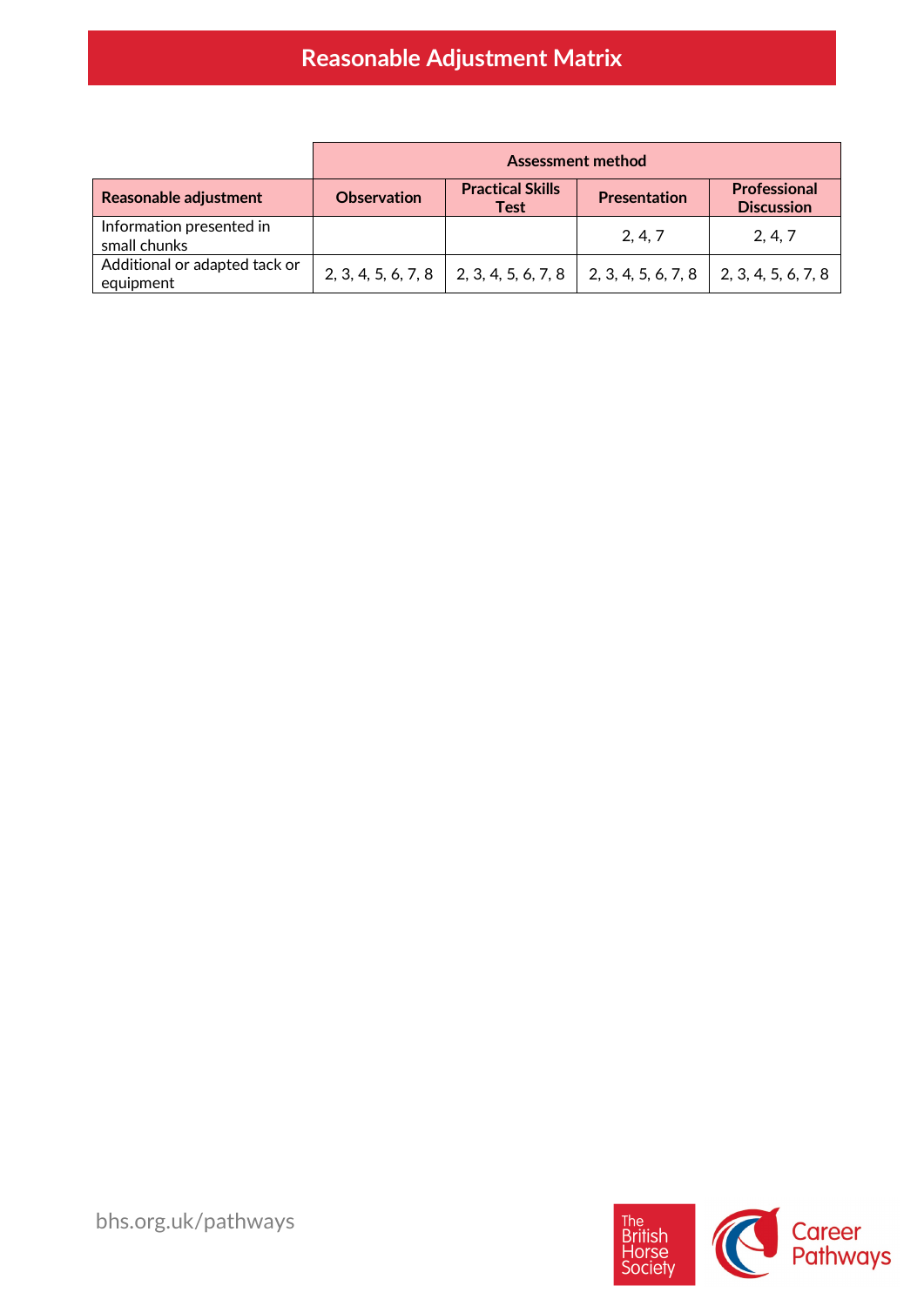# Reasonable Adjustment Matrix

| | Assessment method | | | |
|---|---|---|---|---|
| **Reasonable adjustment** | **Observation** | **Practical Skills Test** | **Presentation** | **Professional Discussion** |
| Information presented in small chunks | | | 2, 4, 7 | 2, 4, 7 |
| Additional or adapted tack or equipment | 2, 3, 4, 5, 6, 7, 8 | 2, 3, 4, 5, 6, 7, 8 | 2, 3, 4, 5, 6, 7, 8 | 2, 3, 4, 5, 6, 7, 8 |